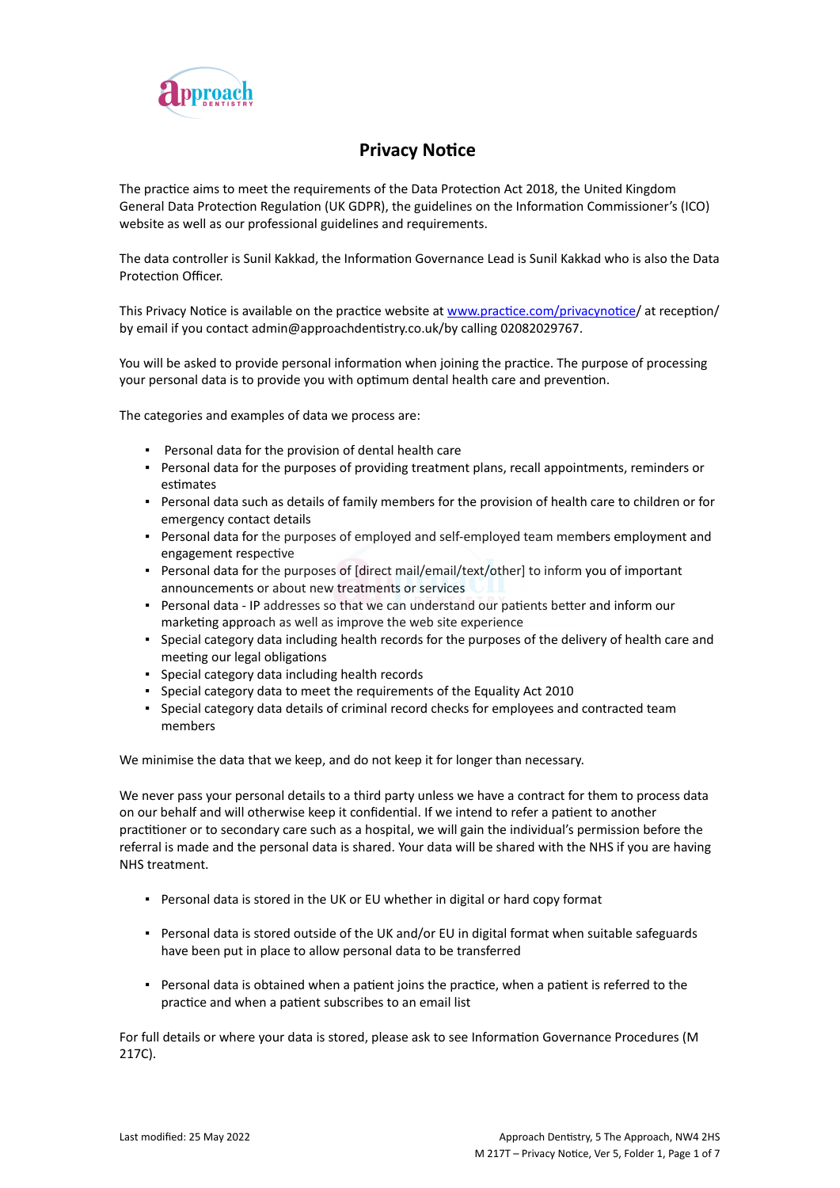# Privacy Notice

The practice aims to meet the requirements of the Data Protection Act 2018, the United Kingdom General Data Protection Regulation (UK GDPR), the guidelines on the Information Commissioner's (ICO) website as well as our professional guidelines and requirements.

The data controller is Sunil Kakkad, the Information Governance Lead is Sunil Kakkad who is also the Data Protection Officer.

This Privacy Notice is available on the practice website at [www.practice.com/privacynotice](www.practice.com/privacynotice)/ at reception/ by email if you contact admin@approachdentistry.co.uk/by calling 02082029767.

You will be asked to provide personal information when joining the practice. The purpose of processing your personal data is to provide you with optimum dental health care and prevention.

The categories and examples of data we process are:

- Personal data for the provision of dental health care
- Personal data for the purposes of providing treatment plans, recall appointments, reminders or estimates
- Personal data such as details of family members for the provision of health care to children or for emergency contact details
- Personal data for the purposes of employed and self-employed team members employment and engagement respective
- Personal data for the purposes of [direct mail/email/text/other] to inform you of important announcements or about new treatments or services
- Personal data - IP addresses so that we can understand our patients better and inform our marketing approach as well as improve the web site experience
- Special category data including health records for the purposes of the delivery of health care and meeting our legal obligations
- Special category data including health records
- Special category data to meet the requirements of the Equality Act 2010
- Special category data details of criminal record checks for employees and contracted team members

We minimise the data that we keep, and do not keep it for longer than necessary.

We never pass your personal details to a third party unless we have a contract for them to process data on our behalf and will otherwise keep it confidential. If we intend to refer a patient to another practitioner or to secondary care such as a hospital, we will gain the individual's permission before the referral is made and the personal data is shared. Your data will be shared with the NHS if you are having NHS treatment.

- Personal data is stored in the UK or EU whether in digital or hard copy format
- Personal data is stored outside of the UK and/or EU in digital format when suitable safeguards have been put in place to allow personal data to be transferred
- Personal data is obtained when a patient joins the practice, when a patient is referred to the practice and when a patient subscribes to an email list

For full details or where your data is stored, please ask to see Information Governance Procedures (M 217C).

Last modified: 25 May 2022

Approach Dentistry, 5 The Approach, NW4 2HS
M 217T – Privacy Notice, Ver 5, Folder 1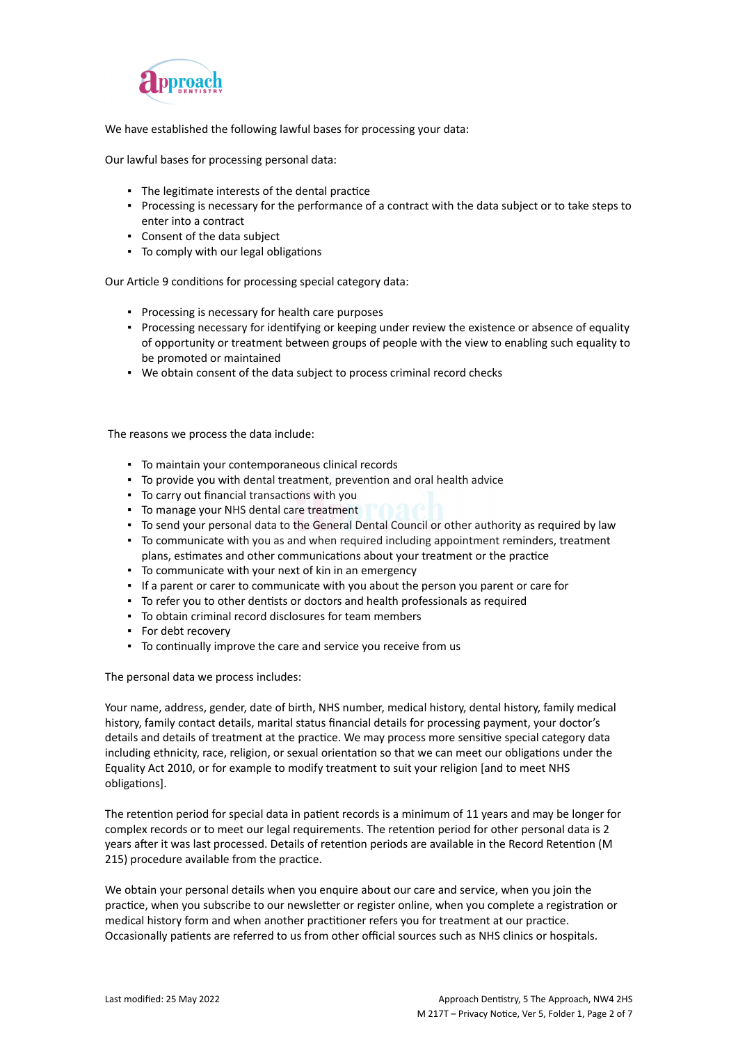We have established the following lawful bases for processing your data:

Our lawful bases for processing personal data:

- The legitimate interests of the dental practice
- Processing is necessary for the performance of a contract with the data subject or to take steps to enter into a contract
- Consent of the data subject
- To comply with our legal obligations

Our Article 9 conditions for processing special category data:

- Processing is necessary for health care purposes
- Processing necessary for identifying or keeping under review the existence or absence of equality of opportunity or treatment between groups of people with the view to enabling such equality to be promoted or maintained
- We obtain consent of the data subject to process criminal record checks

The reasons we process the data include:

- To maintain your contemporaneous clinical records
- To provide you with dental treatment, prevention and oral health advice
- To carry out financial transactions with you
- To manage your NHS dental care treatment
- To send your personal data to the General Dental Council or other authority as required by law
- To communicate with you as and when required including appointment reminders, treatment plans, estimates and other communications about your treatment or the practice
- To communicate with your next of kin in an emergency
- If a parent or carer to communicate with you about the person you parent or care for
- To refer you to other dentists or doctors and health professionals as required
- To obtain criminal record disclosures for team members
- For debt recovery
- To continually improve the care and service you receive from us

The personal data we process includes:

Your name, address, gender, date of birth, NHS number, medical history, dental history, family medical history, family contact details, marital status financial details for processing payment, your doctor's details and details of treatment at the practice. We may process more sensitive special category data including ethnicity, race, religion, or sexual orientation so that we can meet our obligations under the Equality Act 2010, or for example to modify treatment to suit your religion [and to meet NHS obligations].

The retention period for special data in patient records is a minimum of 11 years and may be longer for complex records or to meet our legal requirements. The retention period for other personal data is 2 years after it was last processed. Details of retention periods are available in the Record Retention (M 215) procedure available from the practice.

We obtain your personal details when you enquire about our care and service, when you join the practice, when you subscribe to our newsletter or register online, when you complete a registration or medical history form and when another practitioner refers you for treatment at our practice. Occasionally patients are referred to us from other official sources such as NHS clinics or hospitals.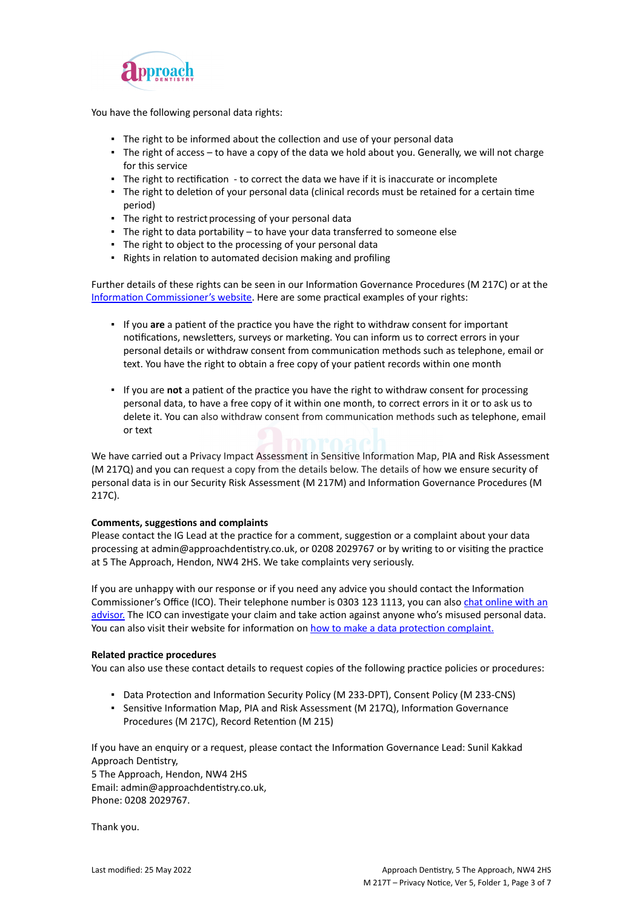You have the following personal data rights:

- The right to be informed about the collection and use of your personal data
- The right of access – to have a copy of the data we hold about you. Generally, we will not charge for this service
- The right to rectification - to correct the data we have if it is inaccurate or incomplete
- The right to deletion of your personal data (clinical records must be retained for a certain time period)
- The right to restrict processing of your personal data
- The right to data portability – to have your data transferred to someone else
- The right to object to the processing of your personal data
- Rights in relation to automated decision making and profiling

Further details of these rights can be seen in our Information Governance Procedures (M 217C) or at the Information Commissioner's website. Here are some practical examples of your rights:

- If you **are** a patient of the practice you have the right to withdraw consent for important notifications, newsletters, surveys or marketing. You can inform us to correct errors in your personal details or withdraw consent from communication methods such as telephone, email or text. You have the right to obtain a free copy of your patient records within one month

- If you are **not** a patient of the practice you have the right to withdraw consent for processing personal data, to have a free copy of it within one month, to correct errors in it or to ask us to delete it. You can also withdraw consent from communication methods such as telephone, email or text

We have carried out a Privacy Impact Assessment in Sensitive Information Map, PIA and Risk Assessment (M 217Q) and you can request a copy from the details below. The details of how we ensure security of personal data is in our Security Risk Assessment (M 217M) and Information Governance Procedures (M 217C).

**Comments, suggestions and complaints**
Please contact the IG Lead at the practice for a comment, suggestion or a complaint about your data processing at admin@approachdentistry.co.uk, or 0208 2029767 or by writing to or visiting the practice at 5 The Approach, Hendon, NW4 2HS. We take complaints very seriously.

If you are unhappy with our response or if you need any advice you should contact the Information Commissioner's Office (ICO). Their telephone number is 0303 123 1113, you can also chat online with an advisor. The ICO can investigate your claim and take action against anyone who's misused personal data. You can also visit their website for information on how to make a data protection complaint.

**Related practice procedures**
You can also use these contact details to request copies of the following practice policies or procedures:

- Data Protection and Information Security Policy (M 233-DPT), Consent Policy (M 233-CNS)
- Sensitive Information Map, PIA and Risk Assessment (M 217Q), Information Governance Procedures (M 217C), Record Retention (M 215)

If you have an enquiry or a request, please contact the Information Governance Lead: Sunil Kakkad
Approach Dentistry,
5 The Approach, Hendon, NW4 2HS
Email: admin@approachdentistry.co.uk,
Phone: 0208 2029767.

Thank you.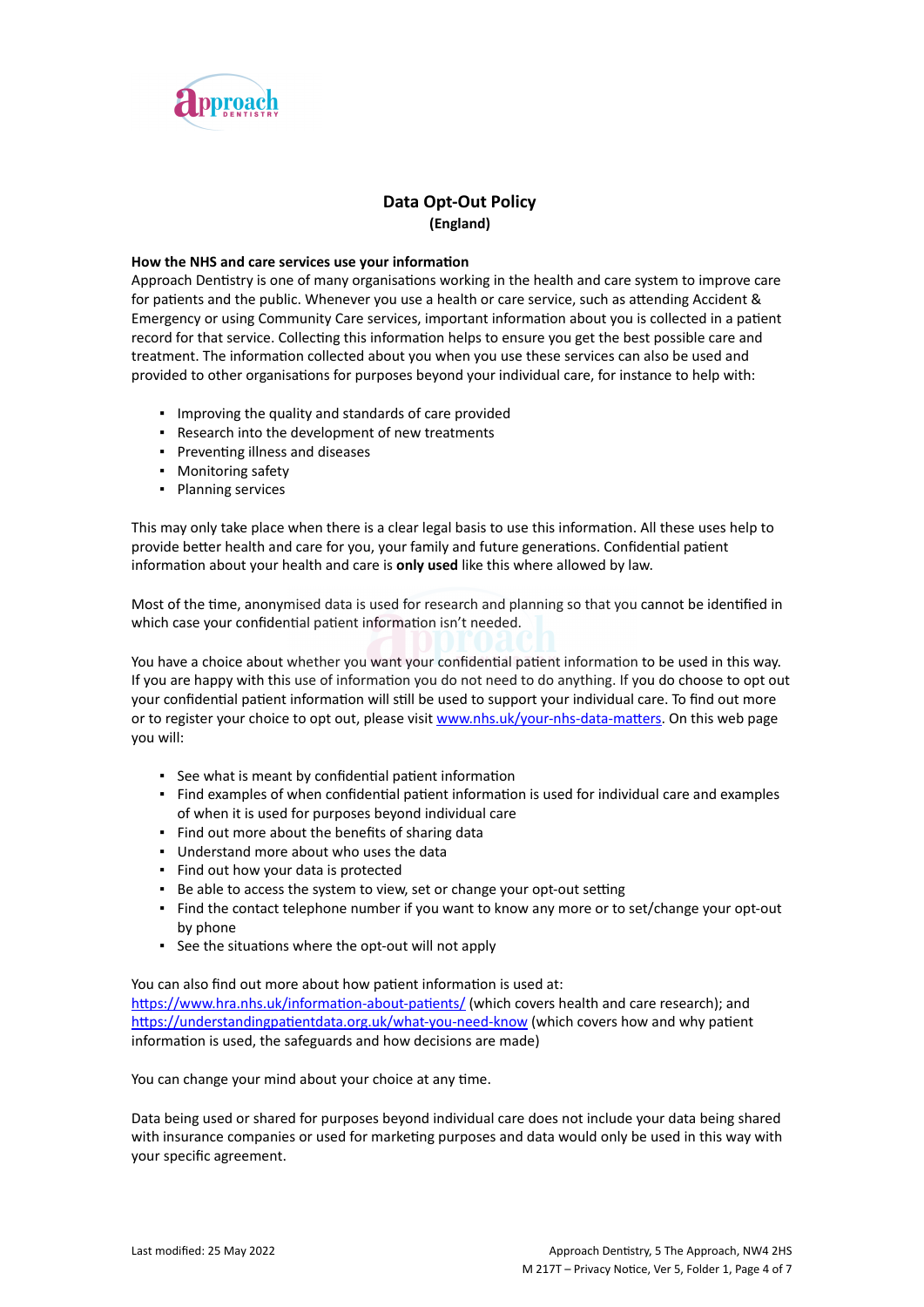# Data Opt-Out Policy

**(England)**

**How the NHS and care services use your information**

Approach Dentistry is one of many organisations working in the health and care system to improve care for patients and the public. Whenever you use a health or care service, such as attending Accident & Emergency or using Community Care services, important information about you is collected in a patient record for that service. Collecting this information helps to ensure you get the best possible care and treatment. The information collected about you when you use these services can also be used and provided to other organisations for purposes beyond your individual care, for instance to help with:

- Improving the quality and standards of care provided
- Research into the development of new treatments
- Preventing illness and diseases
- Monitoring safety
- Planning services

This may only take place when there is a clear legal basis to use this information. All these uses help to provide better health and care for you, your family and future generations. Confidential patient information about your health and care is **only used** like this where allowed by law.

Most of the time, anonymised data is used for research and planning so that you cannot be identified in which case your confidential patient information isn't needed.

You have a choice about whether you want your confidential patient information to be used in this way. If you are happy with this use of information you do not need to do anything. If you do choose to opt out your confidential patient information will still be used to support your individual care. To find out more or to register your choice to opt out, please visit [www.nhs.uk/your-nhs-data-matters](http://www.nhs.uk/your-nhs-data-matters). On this web page you will:

- See what is meant by confidential patient information
- Find examples of when confidential patient information is used for individual care and examples of when it is used for purposes beyond individual care
- Find out more about the benefits of sharing data
- Understand more about who uses the data
- Find out how your data is protected
- Be able to access the system to view, set or change your opt-out setting
- Find the contact telephone number if you want to know any more or to set/change your opt-out by phone
- See the situations where the opt-out will not apply

You can also find out more about how patient information is used at:
[https://www.hra.nhs.uk/information-about-patients/](https://www.hra.nhs.uk/information-about-patients/) (which covers health and care research); and [https://understandingpatientdata.org.uk/what-you-need-know](https://understandingpatientdata.org.uk/what-you-need-know) (which covers how and why patient information is used, the safeguards and how decisions are made)

You can change your mind about your choice at any time.

Data being used or shared for purposes beyond individual care does not include your data being shared with insurance companies or used for marketing purposes and data would only be used in this way with your specific agreement.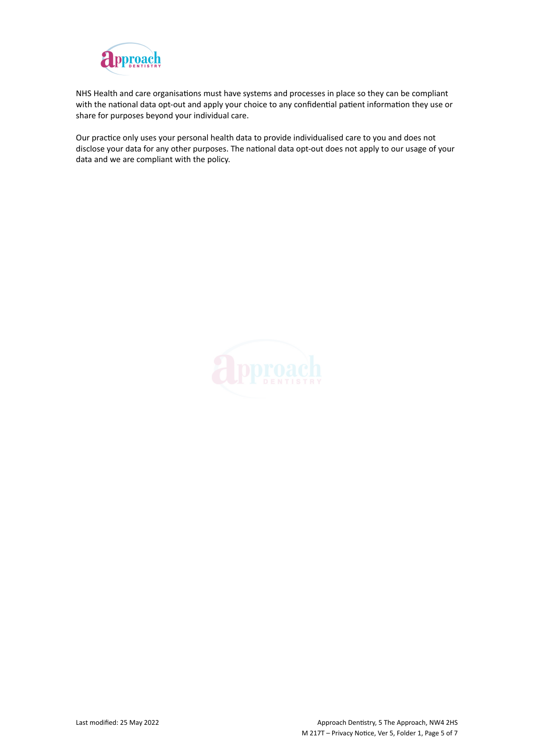NHS Health and care organisations must have systems and processes in place so they can be compliant with the national data opt-out and apply your choice to any confidential patient information they use or share for purposes beyond your individual care.

Our practice only uses your personal health data to provide individualised care to you and does not disclose your data for any other purposes. The national data opt-out does not apply to our usage of your data and we are compliant with the policy.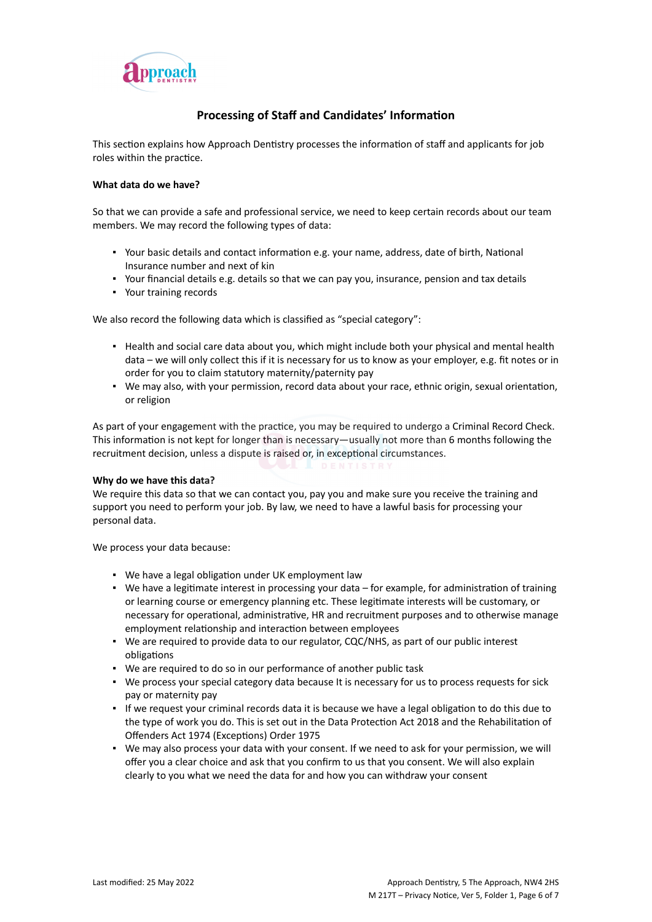## Processing of Staff and Candidates' Information

This section explains how Approach Dentistry processes the information of staff and applicants for job roles within the practice.

**What data do we have?**

So that we can provide a safe and professional service, we need to keep certain records about our team members. We may record the following types of data:

- Your basic details and contact information e.g. your name, address, date of birth, National Insurance number and next of kin
- Your financial details e.g. details so that we can pay you, insurance, pension and tax details
- Your training records

We also record the following data which is classified as "special category":

- Health and social care data about you, which might include both your physical and mental health data – we will only collect this if it is necessary for us to know as your employer, e.g. fit notes or in order for you to claim statutory maternity/paternity pay
- We may also, with your permission, record data about your race, ethnic origin, sexual orientation, or religion

As part of your engagement with the practice, you may be required to undergo a Criminal Record Check. This information is not kept for longer than is necessary—usually not more than 6 months following the recruitment decision, unless a dispute is raised or, in exceptional circumstances.

**Why do we have this data?**
We require this data so that we can contact you, pay you and make sure you receive the training and support you need to perform your job. By law, we need to have a lawful basis for processing your personal data.

We process your data because:

- We have a legal obligation under UK employment law
- We have a legitimate interest in processing your data – for example, for administration of training or learning course or emergency planning etc. These legitimate interests will be customary, or necessary for operational, administrative, HR and recruitment purposes and to otherwise manage employment relationship and interaction between employees
- We are required to provide data to our regulator, CQC/NHS, as part of our public interest obligations
- We are required to do so in our performance of another public task
- We process your special category data because It is necessary for us to process requests for sick pay or maternity pay
- If we request your criminal records data it is because we have a legal obligation to do this due to the type of work you do. This is set out in the Data Protection Act 2018 and the Rehabilitation of Offenders Act 1974 (Exceptions) Order 1975
- We may also process your data with your consent. If we need to ask for your permission, we will offer you a clear choice and ask that you confirm to us that you consent. We will also explain clearly to you what we need the data for and how you can withdraw your consent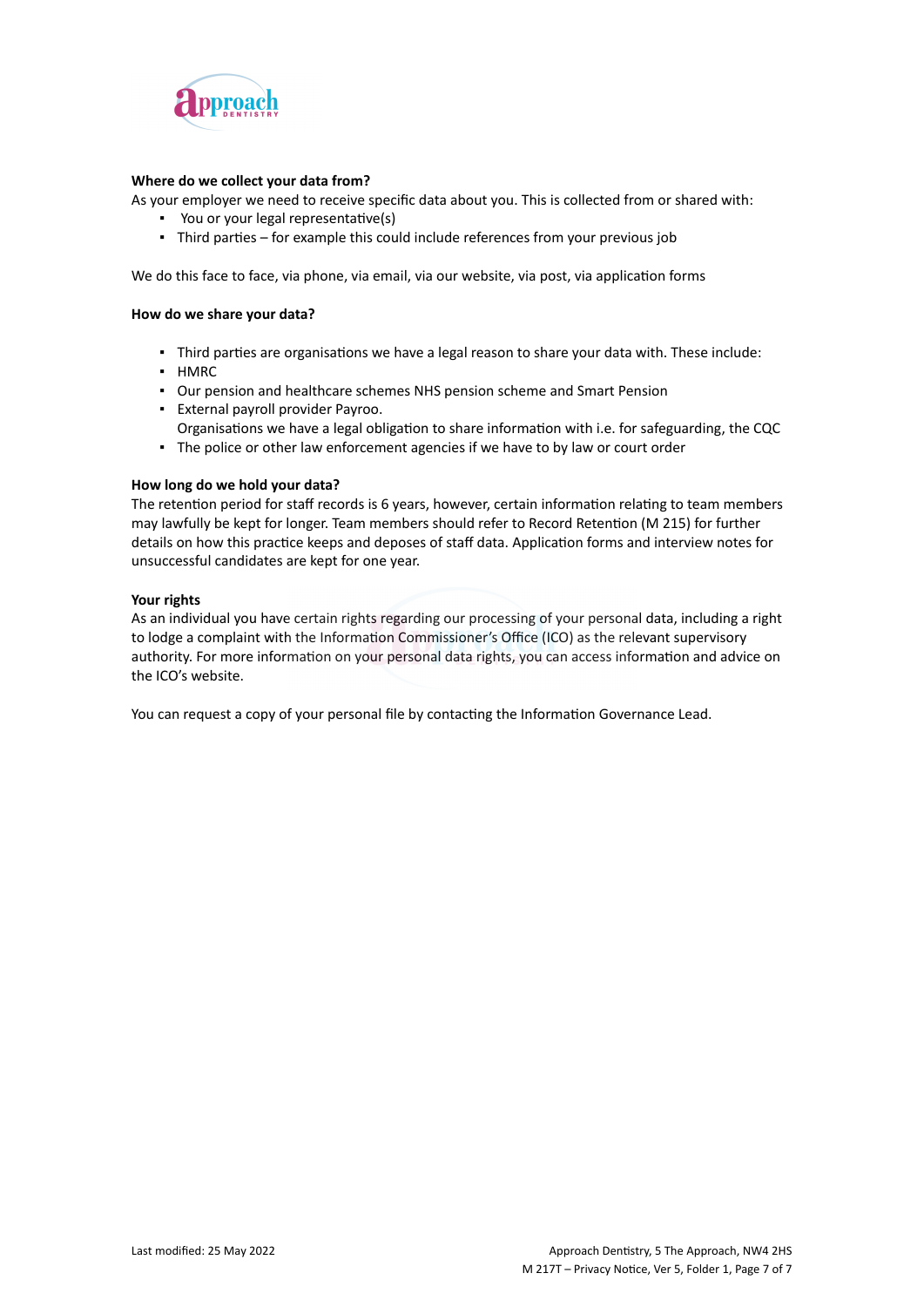**Where do we collect your data from?**

As your employer we need to receive specific data about you. This is collected from or shared with:

- You or your legal representative(s)
- Third parties – for example this could include references from your previous job

We do this face to face, via phone, via email, via our website, via post, via application forms

**How do we share your data?**

- Third parties are organisations we have a legal reason to share your data with. These include:
- HMRC
- Our pension and healthcare schemes NHS pension scheme and Smart Pension
- External payroll provider Payroo.
  Organisations we have a legal obligation to share information with i.e. for safeguarding, the CQC
- The police or other law enforcement agencies if we have to by law or court order

**How long do we hold your data?**

The retention period for staff records is 6 years, however, certain information relating to team members may lawfully be kept for longer. Team members should refer to Record Retention (M 215) for further details on how this practice keeps and deposes of staff data. Application forms and interview notes for unsuccessful candidates are kept for one year.

**Your rights**

As an individual you have certain rights regarding our processing of your personal data, including a right to lodge a complaint with the Information Commissioner's Office (ICO) as the relevant supervisory authority. For more information on your personal data rights, you can access information and advice on the ICO's website.

You can request a copy of your personal file by contacting the Information Governance Lead.